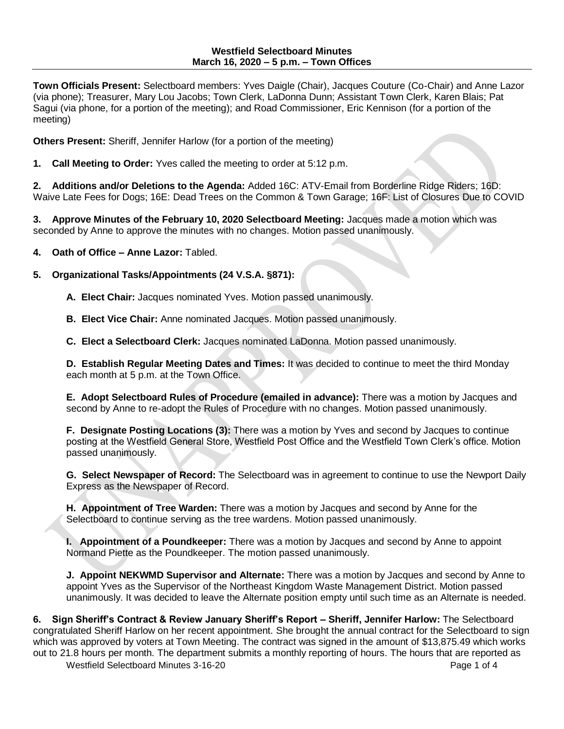**Westfield Selectboard Minutes**
**March 16, 2020 – 5 p.m. – Town Offices**

**Town Officials Present:** Selectboard members: Yves Daigle (Chair), Jacques Couture (Co-Chair) and Anne Lazor (via phone); Treasurer, Mary Lou Jacobs; Town Clerk, LaDonna Dunn; Assistant Town Clerk, Karen Blais; Pat Sagui (via phone, for a portion of the meeting); and Road Commissioner, Eric Kennison (for a portion of the meeting)

**Others Present:** Sheriff, Jennifer Harlow (for a portion of the meeting)

**1. Call Meeting to Order:** Yves called the meeting to order at 5:12 p.m.

**2. Additions and/or Deletions to the Agenda:** Added 16C: ATV-Email from Borderline Ridge Riders; 16D: Waive Late Fees for Dogs; 16E: Dead Trees on the Common & Town Garage; 16F: List of Closures Due to COVID

**3. Approve Minutes of the February 10, 2020 Selectboard Meeting:** Jacques made a motion which was seconded by Anne to approve the minutes with no changes. Motion passed unanimously.

**4. Oath of Office – Anne Lazor:** Tabled.

**5. Organizational Tasks/Appointments (24 V.S.A. §871):**

**A. Elect Chair:** Jacques nominated Yves. Motion passed unanimously.

**B. Elect Vice Chair:** Anne nominated Jacques. Motion passed unanimously.

**C. Elect a Selectboard Clerk:** Jacques nominated LaDonna. Motion passed unanimously.

**D. Establish Regular Meeting Dates and Times:** It was decided to continue to meet the third Monday each month at 5 p.m. at the Town Office.

**E. Adopt Selectboard Rules of Procedure (emailed in advance):** There was a motion by Jacques and second by Anne to re-adopt the Rules of Procedure with no changes. Motion passed unanimously.

**F. Designate Posting Locations (3):** There was a motion by Yves and second by Jacques to continue posting at the Westfield General Store, Westfield Post Office and the Westfield Town Clerk's office. Motion passed unanimously.

**G. Select Newspaper of Record:** The Selectboard was in agreement to continue to use the Newport Daily Express as the Newspaper of Record.

**H. Appointment of Tree Warden:** There was a motion by Jacques and second by Anne for the Selectboard to continue serving as the tree wardens. Motion passed unanimously.

**I. Appointment of a Poundkeeper:** There was a motion by Jacques and second by Anne to appoint Normand Piette as the Poundkeeper. The motion passed unanimously.

**J. Appoint NEKWMD Supervisor and Alternate:** There was a motion by Jacques and second by Anne to appoint Yves as the Supervisor of the Northeast Kingdom Waste Management District. Motion passed unanimously. It was decided to leave the Alternate position empty until such time as an Alternate is needed.

**6. Sign Sheriff's Contract & Review January Sheriff's Report – Sheriff, Jennifer Harlow:** The Selectboard congratulated Sheriff Harlow on her recent appointment. She brought the annual contract for the Selectboard to sign which was approved by voters at Town Meeting. The contract was signed in the amount of $13,875.49 which works out to 21.8 hours per month. The department submits a monthly reporting of hours. The hours that are reported as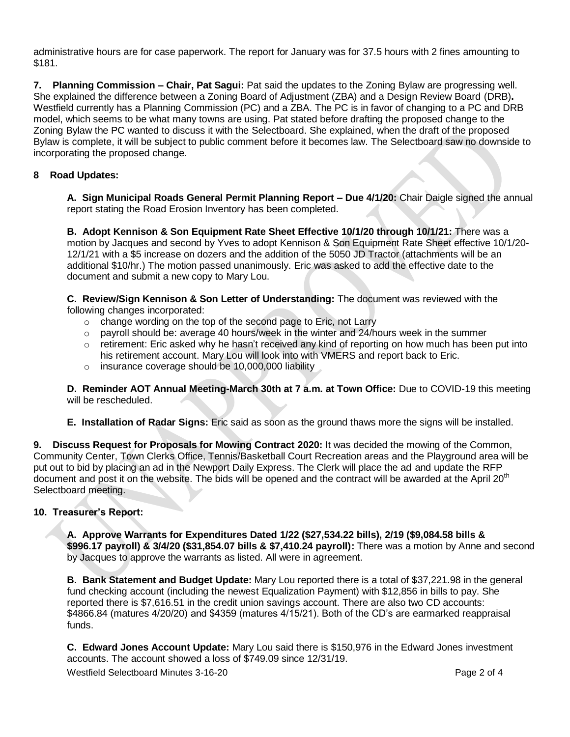administrative hours are for case paperwork. The report for January was for 37.5 hours with 2 fines amounting to $181.

**7. Planning Commission – Chair, Pat Sagui:** Pat said the updates to the Zoning Bylaw are progressing well. She explained the difference between a Zoning Board of Adjustment (ZBA) and a Design Review Board (DRB)**.** Westfield currently has a Planning Commission (PC) and a ZBA. The PC is in favor of changing to a PC and DRB model, which seems to be what many towns are using. Pat stated before drafting the proposed change to the Zoning Bylaw the PC wanted to discuss it with the Selectboard. She explained, when the draft of the proposed Bylaw is complete, it will be subject to public comment before it becomes law. The Selectboard saw no downside to incorporating the proposed change.

**8 Road Updates:**

**A. Sign Municipal Roads General Permit Planning Report – Due 4/1/20:** Chair Daigle signed the annual report stating the Road Erosion Inventory has been completed.

**B. Adopt Kennison & Son Equipment Rate Sheet Effective 10/1/20 through 10/1/21:** There was a motion by Jacques and second by Yves to adopt Kennison & Son Equipment Rate Sheet effective 10/1/20-12/1/21 with a $5 increase on dozers and the addition of the 5050 JD Tractor (attachments will be an additional $10/hr.) The motion passed unanimously. Eric was asked to add the effective date to the document and submit a new copy to Mary Lou.

**C. Review/Sign Kennison & Son Letter of Understanding:** The document was reviewed with the following changes incorporated:

- change wording on the top of the second page to Eric, not Larry
- payroll should be: average 40 hours/week in the winter and 24/hours week in the summer
- retirement: Eric asked why he hasn't received any kind of reporting on how much has been put into his retirement account. Mary Lou will look into with VMERS and report back to Eric.
- insurance coverage should be 10,000,000 liability

**D. Reminder AOT Annual Meeting-March 30th at 7 a.m. at Town Office:** Due to COVID-19 this meeting will be rescheduled.

**E. Installation of Radar Signs:** Eric said as soon as the ground thaws more the signs will be installed.

**9. Discuss Request for Proposals for Mowing Contract 2020:** It was decided the mowing of the Common, Community Center, Town Clerks Office, Tennis/Basketball Court Recreation areas and the Playground area will be put out to bid by placing an ad in the Newport Daily Express. The Clerk will place the ad and update the RFP document and post it on the website. The bids will be opened and the contract will be awarded at the April 20th Selectboard meeting.

**10. Treasurer's Report:**

**A. Approve Warrants for Expenditures Dated 1/22 ($27,534.22 bills), 2/19 ($9,084.58 bills & $996.17 payroll) & 3/4/20 ($31,854.07 bills & $7,410.24 payroll):** There was a motion by Anne and second by Jacques to approve the warrants as listed. All were in agreement.

**B. Bank Statement and Budget Update:** Mary Lou reported there is a total of $37,221.98 in the general fund checking account (including the newest Equalization Payment) with $12,856 in bills to pay. She reported there is $7,616.51 in the credit union savings account. There are also two CD accounts: $4866.84 (matures 4/20/20) and $4359 (matures 4/15/21). Both of the CD's are earmarked reappraisal funds.

**C. Edward Jones Account Update:** Mary Lou said there is $150,976 in the Edward Jones investment accounts. The account showed a loss of $749.09 since 12/31/19.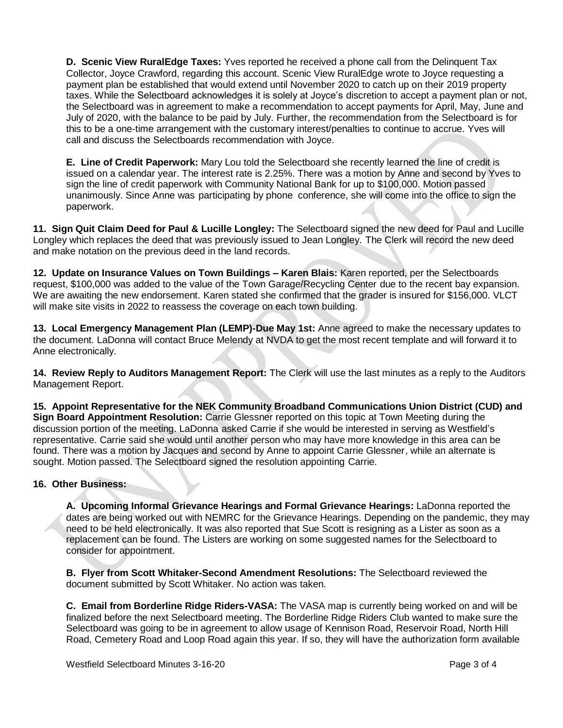**D. Scenic View RuralEdge Taxes:** Yves reported he received a phone call from the Delinquent Tax Collector, Joyce Crawford, regarding this account. Scenic View RuralEdge wrote to Joyce requesting a payment plan be established that would extend until November 2020 to catch up on their 2019 property taxes. While the Selectboard acknowledges it is solely at Joyce's discretion to accept a payment plan or not, the Selectboard was in agreement to make a recommendation to accept payments for April, May, June and July of 2020, with the balance to be paid by July. Further, the recommendation from the Selectboard is for this to be a one-time arrangement with the customary interest/penalties to continue to accrue. Yves will call and discuss the Selectboards recommendation with Joyce.

**E. Line of Credit Paperwork:** Mary Lou told the Selectboard she recently learned the line of credit is issued on a calendar year. The interest rate is 2.25%. There was a motion by Anne and second by Yves to sign the line of credit paperwork with Community National Bank for up to $100,000. Motion passed unanimously. Since Anne was participating by phone conference, she will come into the office to sign the paperwork.

**11. Sign Quit Claim Deed for Paul & Lucille Longley:** The Selectboard signed the new deed for Paul and Lucille Longley which replaces the deed that was previously issued to Jean Longley. The Clerk will record the new deed and make notation on the previous deed in the land records.

**12. Update on Insurance Values on Town Buildings – Karen Blais:** Karen reported, per the Selectboards request, $100,000 was added to the value of the Town Garage/Recycling Center due to the recent bay expansion. We are awaiting the new endorsement. Karen stated she confirmed that the grader is insured for $156,000. VLCT will make site visits in 2022 to reassess the coverage on each town building.

**13. Local Emergency Management Plan (LEMP)-Due May 1st:** Anne agreed to make the necessary updates to the document. LaDonna will contact Bruce Melendy at NVDA to get the most recent template and will forward it to Anne electronically.

**14. Review Reply to Auditors Management Report:** The Clerk will use the last minutes as a reply to the Auditors Management Report.

**15. Appoint Representative for the NEK Community Broadband Communications Union District (CUD) and Sign Board Appointment Resolution:** Carrie Glessner reported on this topic at Town Meeting during the discussion portion of the meeting. LaDonna asked Carrie if she would be interested in serving as Westfield's representative. Carrie said she would until another person who may have more knowledge in this area can be found. There was a motion by Jacques and second by Anne to appoint Carrie Glessner, while an alternate is sought. Motion passed. The Selectboard signed the resolution appointing Carrie.

**16. Other Business:**

**A. Upcoming Informal Grievance Hearings and Formal Grievance Hearings:** LaDonna reported the dates are being worked out with NEMRC for the Grievance Hearings. Depending on the pandemic, they may need to be held electronically. It was also reported that Sue Scott is resigning as a Lister as soon as a replacement can be found. The Listers are working on some suggested names for the Selectboard to consider for appointment.

**B. Flyer from Scott Whitaker-Second Amendment Resolutions:** The Selectboard reviewed the document submitted by Scott Whitaker. No action was taken.

**C. Email from Borderline Ridge Riders-VASA:** The VASA map is currently being worked on and will be finalized before the next Selectboard meeting. The Borderline Ridge Riders Club wanted to make sure the Selectboard was going to be in agreement to allow usage of Kennison Road, Reservoir Road, North Hill Road, Cemetery Road and Loop Road again this year. If so, they will have the authorization form available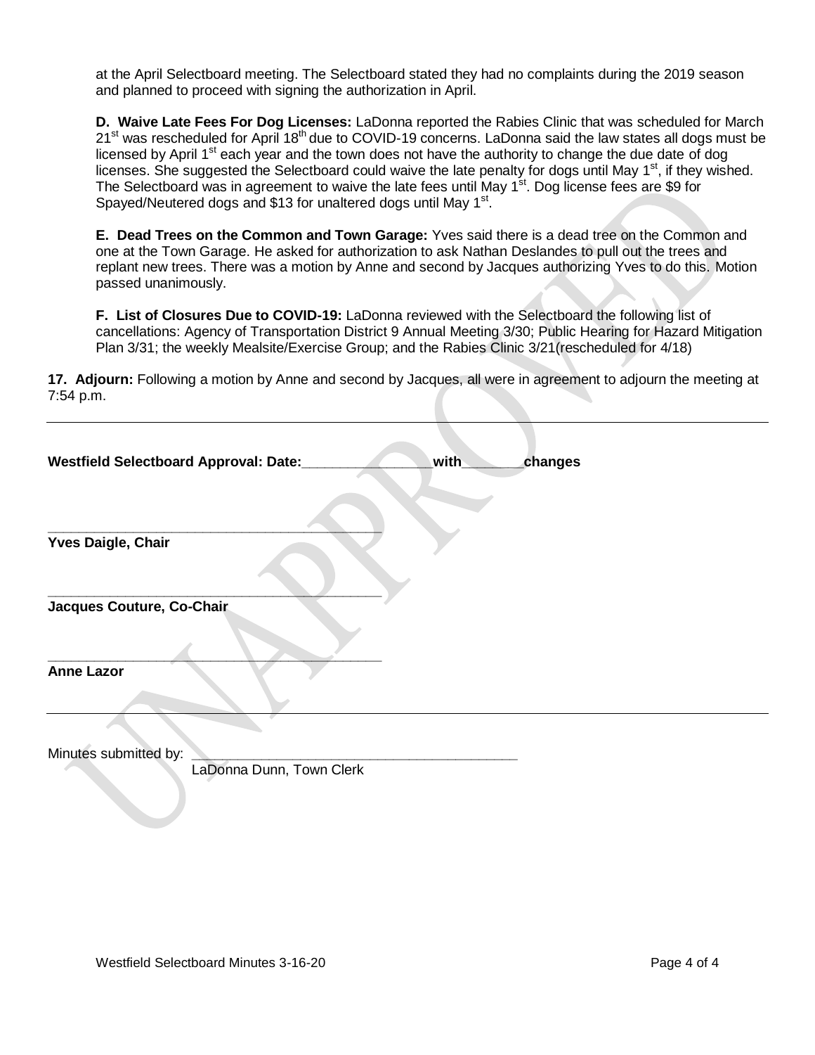at the April Selectboard meeting. The Selectboard stated they had no complaints during the 2019 season and planned to proceed with signing the authorization in April.

**D. Waive Late Fees For Dog Licenses:** LaDonna reported the Rabies Clinic that was scheduled for March 21st was rescheduled for April 18th due to COVID-19 concerns. LaDonna said the law states all dogs must be licensed by April 1st each year and the town does not have the authority to change the due date of dog licenses. She suggested the Selectboard could waive the late penalty for dogs until May 1st, if they wished. The Selectboard was in agreement to waive the late fees until May 1st. Dog license fees are $9 for Spayed/Neutered dogs and $13 for unaltered dogs until May 1st.

**E. Dead Trees on the Common and Town Garage:** Yves said there is a dead tree on the Common and one at the Town Garage. He asked for authorization to ask Nathan Deslandes to pull out the trees and replant new trees. There was a motion by Anne and second by Jacques authorizing Yves to do this. Motion passed unanimously.

**F. List of Closures Due to COVID-19:** LaDonna reviewed with the Selectboard the following list of cancellations: Agency of Transportation District 9 Annual Meeting 3/30; Public Hearing for Hazard Mitigation Plan 3/31; the weekly Mealsite/Exercise Group; and the Rabies Clinic 3/21(rescheduled for 4/18)

**17. Adjourn:** Following a motion by Anne and second by Jacques, all were in agreement to adjourn the meeting at 7:54 p.m.

---

**Westfield Selectboard Approval: Date:_________________with________changes**

_____________________________________________
**Yves Daigle, Chair**

_____________________________________________
**Jacques Couture, Co-Chair**

_____________________________________________
**Anne Lazor**

---

Minutes submitted by: _____________________________________________
LaDonna Dunn, Town Clerk

UNAPPROVED